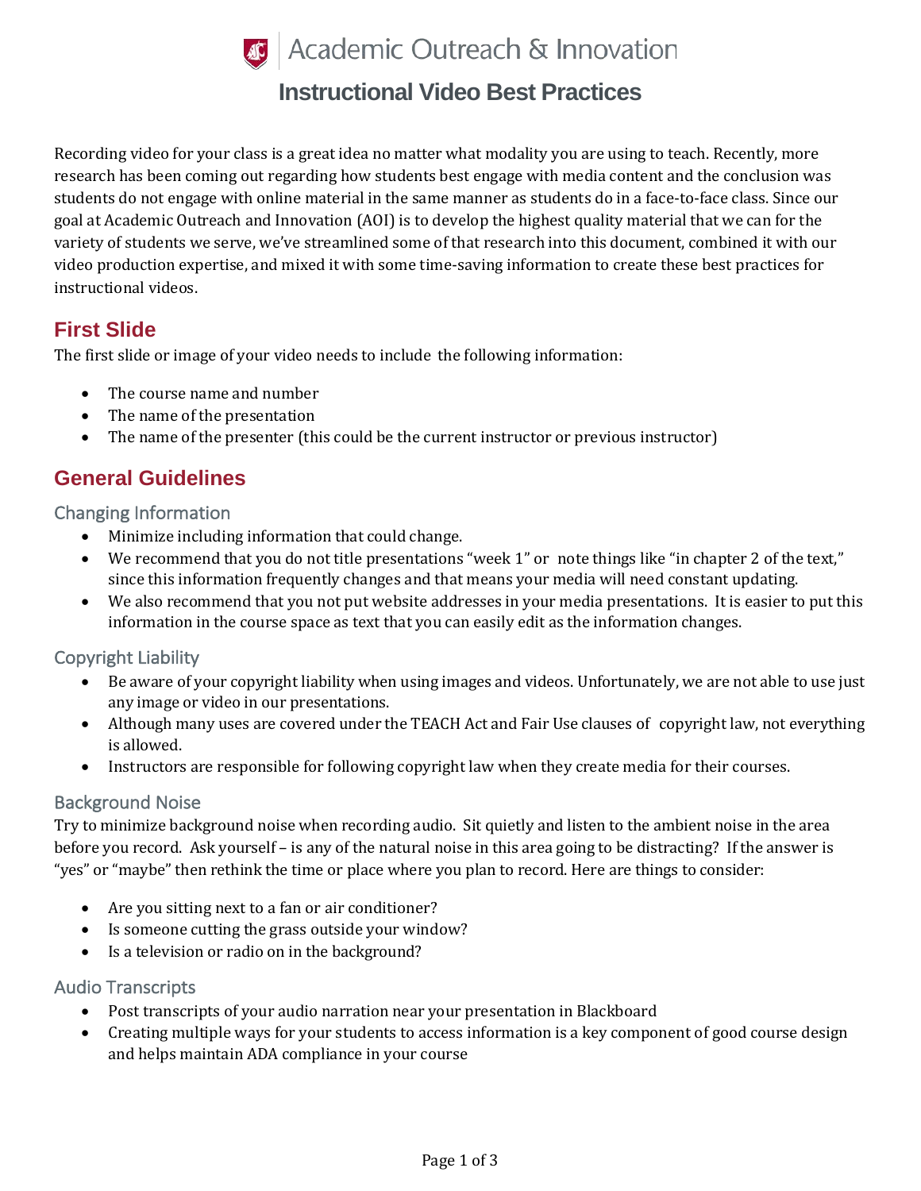Academic Outreach & Innovation

# Instructional Video Best Practices

Recording video for your class is a great idea no matter what modality you are using to teach. Recently, more research has been coming out regarding how students best engage with media content and the conclusion was students do not engage with online material in the same manner as students do in a face-to-face class. Since our goal at Academic Outreach and Innovation (AOI) is to develop the highest quality material that we can for the variety of students we serve, we've streamlined some of that research into this document, combined it with our video production expertise, and mixed it with some time-saving information to create these best practices for instructional videos.

## First Slide

The first slide or image of your video needs to include the following information:

- The course name and number
- The name of the presentation
- The name of the presenter (this could be the current instructor or previous instructor)

## General Guidelines

### Changing Information

- Minimize including information that could change.
- We recommend that you do not title presentations "week 1" or note things like "in chapter 2 of the text," since this information frequently changes and that means your media will need constant updating.
- We also recommend that you not put website addresses in your media presentations. It is easier to put this information in the course space as text that you can easily edit as the information changes.

### Copyright Liability

- Be aware of your copyright liability when using images and videos. Unfortunately, we are not able to use just any image or video in our presentations.
- Although many uses are covered under the TEACH Act and Fair Use clauses of copyright law, not everything is allowed.
- Instructors are responsible for following copyright law when they create media for their courses.

### Background Noise

Try to minimize background noise when recording audio. Sit quietly and listen to the ambient noise in the area before you record. Ask yourself – is any of the natural noise in this area going to be distracting? If the answer is "yes" or "maybe" then rethink the time or place where you plan to record. Here are things to consider:

- Are you sitting next to a fan or air conditioner?
- Is someone cutting the grass outside your window?
- Is a television or radio on in the background?

### Audio Transcripts

- Post transcripts of your audio narration near your presentation in Blackboard
- Creating multiple ways for your students to access information is a key component of good course design and helps maintain ADA compliance in your course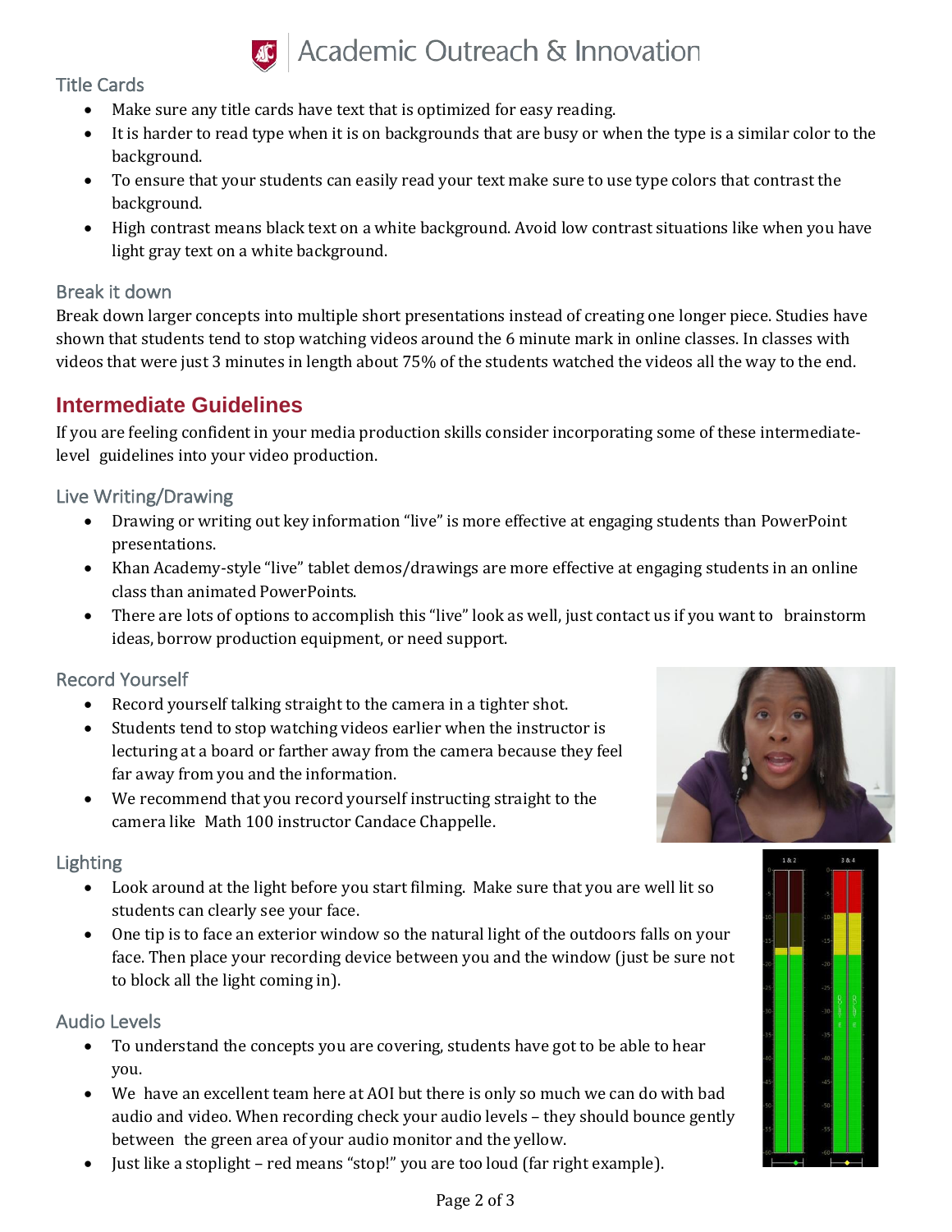### Title Cards

- Make sure any title cards have text that is optimized for easy reading.
- It is harder to read type when it is on backgrounds that are busy or when the type is a similar color to the background.
- To ensure that your students can easily read your text make sure to use type colors that contrast the background.
- High contrast means black text on a white background. Avoid low contrast situations like when you have light gray text on a white background.

### Break it down

Break down larger concepts into multiple short presentations instead of creating one longer piece. Studies have shown that students tend to stop watching videos around the 6 minute mark in online classes. In classes with videos that were just 3 minutes in length about 75% of the students watched the videos all the way to the end.

## Intermediate Guidelines

If you are feeling confident in your media production skills consider incorporating some of these intermediate-level guidelines into your video production.

### Live Writing/Drawing

- Drawing or writing out key information "live" is more effective at engaging students than PowerPoint presentations.
- Khan Academy-style "live" tablet demos/drawings are more effective at engaging students in an online class than animated PowerPoints.
- There are lots of options to accomplish this "live" look as well, just contact us if you want to brainstorm ideas, borrow production equipment, or need support.

### Record Yourself

- Record yourself talking straight to the camera in a tighter shot.
- Students tend to stop watching videos earlier when the instructor is lecturing at a board or farther away from the camera because they feel far away from you and the information.
- We recommend that you record yourself instructing straight to the camera like Math 100 instructor Candace Chappelle.

### Lighting

- Look around at the light before you start filming. Make sure that you are well lit so students can clearly see your face.
- One tip is to face an exterior window so the natural light of the outdoors falls on your face. Then place your recording device between you and the window (just be sure not to block all the light coming in).

### Audio Levels

- To understand the concepts you are covering, students have got to be able to hear you.
- We have an excellent team here at AOI but there is only so much we can do with bad audio and video. When recording check your audio levels – they should bounce gently between the green area of your audio monitor and the yellow.
- Just like a stoplight – red means "stop!" you are too loud (far right example).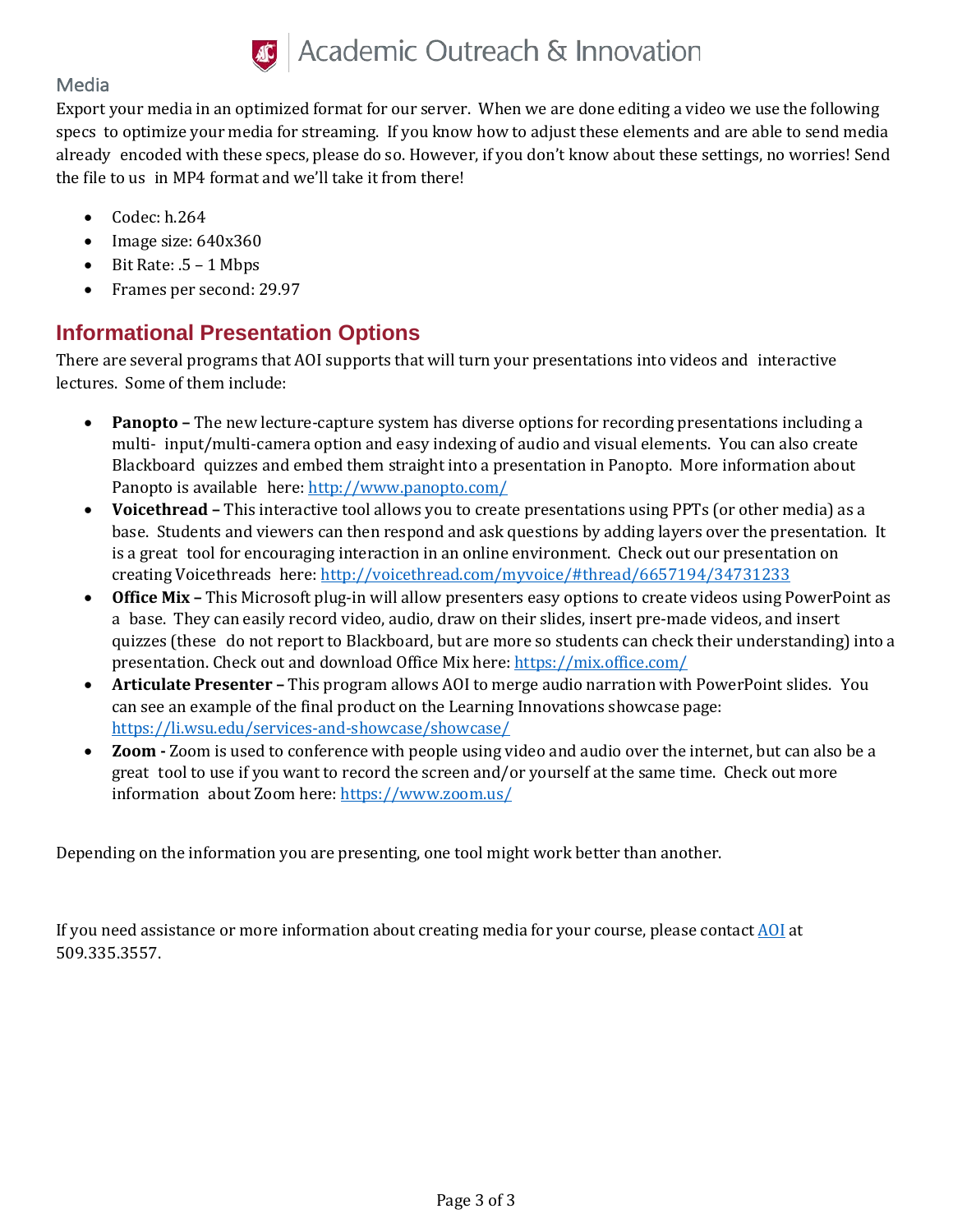## Media

Export your media in an optimized format for our server. When we are done editing a video we use the following specs to optimize your media for streaming. If you know how to adjust these elements and are able to send media already encoded with these specs, please do so. However, if you don't know about these settings, no worries! Send the file to us in MP4 format and we'll take it from there!

- Codec: h.264
- Image size: 640x360
- Bit Rate: .5 – 1 Mbps
- Frames per second: 29.97

## Informational Presentation Options

There are several programs that AOI supports that will turn your presentations into videos and interactive lectures. Some of them include:

- **Panopto –** The new lecture-capture system has diverse options for recording presentations including a multi- input/multi-camera option and easy indexing of audio and visual elements. You can also create Blackboard quizzes and embed them straight into a presentation in Panopto. More information about Panopto is available here: http://www.panopto.com/
- **Voicethread –** This interactive tool allows you to create presentations using PPTs (or other media) as a base. Students and viewers can then respond and ask questions by adding layers over the presentation. It is a great tool for encouraging interaction in an online environment. Check out our presentation on creating Voicethreads here: http://voicethread.com/myvoice/#thread/6657194/34731233
- **Office Mix –** This Microsoft plug-in will allow presenters easy options to create videos using PowerPoint as a base. They can easily record video, audio, draw on their slides, insert pre-made videos, and insert quizzes (these do not report to Blackboard, but are more so students can check their understanding) into a presentation. Check out and download Office Mix here: https://mix.office.com/
- **Articulate Presenter –** This program allows AOI to merge audio narration with PowerPoint slides. You can see an example of the final product on the Learning Innovations showcase page: https://li.wsu.edu/services-and-showcase/showcase/
- **Zoom -** Zoom is used to conference with people using video and audio over the internet, but can also be a great tool to use if you want to record the screen and/or yourself at the same time. Check out more information about Zoom here: https://www.zoom.us/

Depending on the information you are presenting, one tool might work better than another.

If you need assistance or more information about creating media for your course, please contact AOI at 509.335.3557.